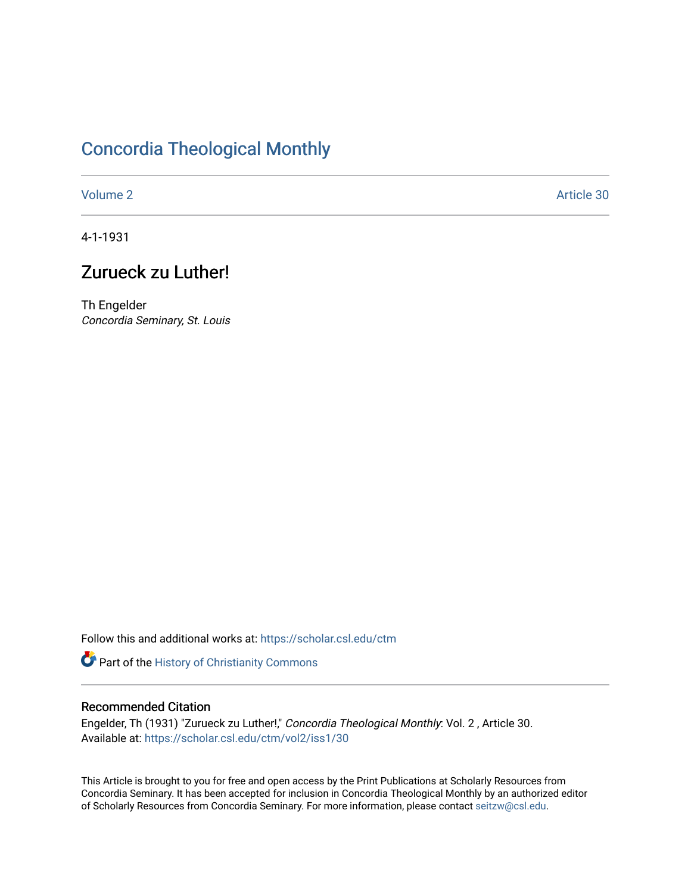# Concordia Theological Monthly

Volume 2 | Article 30

4-1-1931

## Zurueck zu Luther!

Th Engelder
*Concordia Seminary, St. Louis*

Follow this and additional works at: https://scholar.csl.edu/ctm

Part of the History of Christianity Commons

### Recommended Citation

Engelder, Th (1931) "Zurueck zu Luther!," *Concordia Theological Monthly*: Vol. 2 , Article 30.
Available at: https://scholar.csl.edu/ctm/vol2/iss1/30

This Article is brought to you for free and open access by the Print Publications at Scholarly Resources from Concordia Seminary. It has been accepted for inclusion in Concordia Theological Monthly by an authorized editor of Scholarly Resources from Concordia Seminary. For more information, please contact seitzw@csl.edu.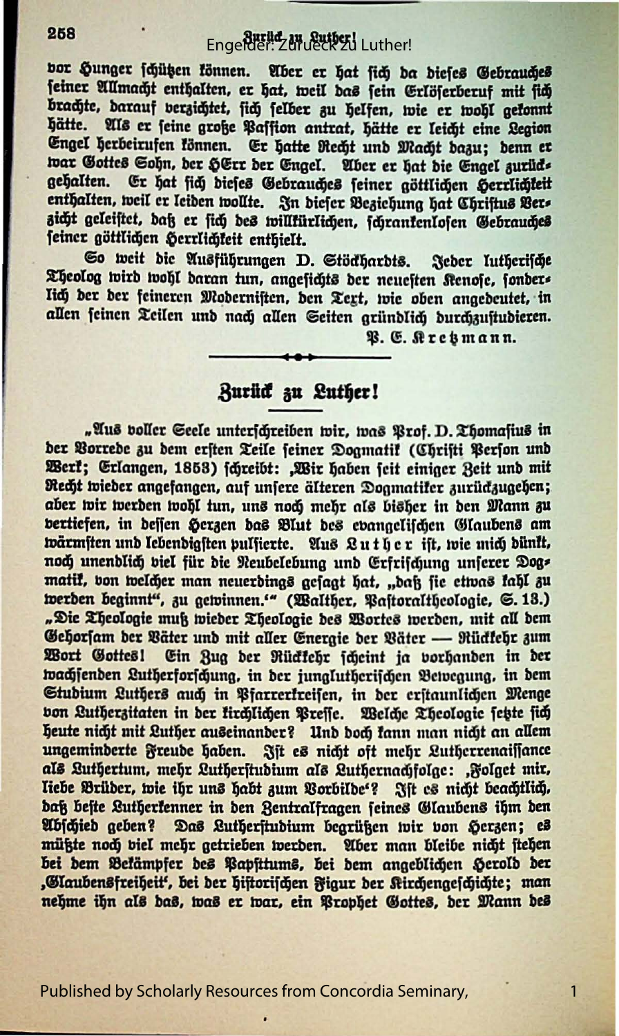vor Hunger schützen können. Aber er hat sich da dieses Gebrauches seiner Allmacht enthalten, er hat, weil das sein Erlöserberuf mit sich brachte, darauf verzichtet, sich selber zu helfen, wie er wohl gekonnt hätte. Als er seine große Passion antrat, hätte er leicht eine Legion Engel herbeirufen können. Er hatte Recht und Macht dazu; denn er war Gottes Sohn, der HErr der Engel. Aber er hat die Engel zurückgehalten. Er hat sich dieses Gebrauches seiner göttlichen Herrlichkeit enthalten, weil er leiden wollte. In dieser Beziehung hat Christus Verzicht geleistet, daß er sich des willkürlichen, schrankenlosen Gebrauches seiner göttlichen Herrlichkeit enthielt.

So weit die Ausführungen D. Stöckhardts. Jeder lutherische Theolog wird wohl daran tun, angesichts der neuesten Kenose, sonderlich der der feineren Modernisten, den Text, wie oben angedeutet, in allen seinen Teilen und nach allen Seiten gründlich durchzustudieren.

P. E. Kretzmann.

## Zurück zu Luther!

„Aus voller Seele unterschreiben wir, was Prof. D. Thomasius in der Vorrede zu dem ersten Teile seiner Dogmatik (Christi Person und Werk; Erlangen, 1853) schreibt: ‚Wir haben seit einiger Zeit und mit Recht wieder angefangen, auf unsere älteren Dogmatiker zurückzugehen; aber wir werden wohl tun, uns noch mehr als bisher in den Mann zu vertiefen, in dessen Herzen das Blut des evangelischen Glaubens am wärmsten und lebendigsten pulsierte. Aus Luther ist, wie mich dünkt, noch unendlich viel für die Neubelebung und Erfrischung unserer Dogmatik, von welcher man neuerdings gesagt hat, „daß sie etwas kahl zu werden beginnt“, zu gewinnen.‘“ (Walther, Pastoraltheologie, S. 13.) „Die Theologie muß wieder Theologie des Wortes werden, mit all dem Gehorsam der Väter und mit aller Energie der Väter — Rückkehr zum Wort Gottes! Ein Zug der Rückkehr scheint ja vorhanden in der wachsenden Lutherforschung, in der junglutherischen Bewegung, in dem Studium Luthers auch in Pfarrerkreisen, in der erstaunlichen Menge von Lutherzitaten in der kirchlichen Presse. Welche Theologie setzte sich heute nicht mit Luther auseinander? Und doch kann man nicht an allem ungeminderte Freude haben. Ist es nicht oft mehr Lutherrenaissance als Luthertum, mehr Lutherstudium als Luthernachfolge: ‚Folget mir, liebe Brüder, wie ihr uns habt zum Vorbilde‘? Ist es nicht beachtlich, daß beste Lutherkenner in den Zentralfragen seines Glaubens ihm den Abschied geben? Das Lutherstudium begrüßen wir von Herzen; es müßte noch viel mehr getrieben werden. Aber man bleibe nicht stehen bei dem Bekämpfer des Papsttums, bei dem angeblichen Herold der ‚Glaubensfreiheit‘, bei der historischen Figur der Kirchengeschichte; man nehme ihn als das, was er war, ein Prophet Gottes, der Mann des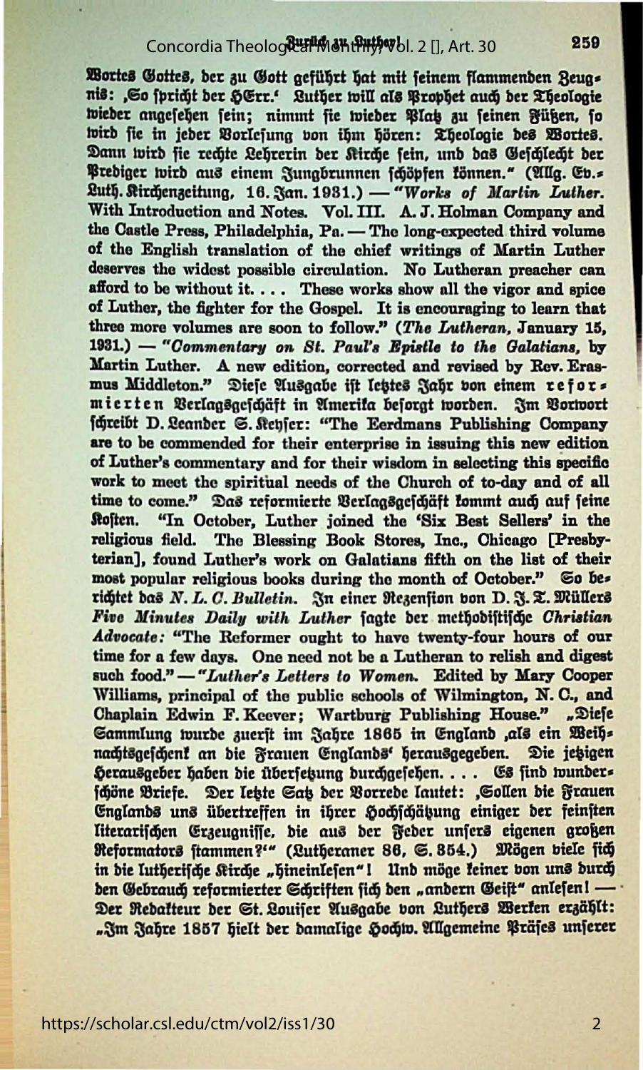Wortes Gottes, der zu Gott geführt hat mit seinem flammenden Zeugnis: ‚So spricht der HErr.' Luther will als Prophet auch der Theologie wieder angesehen sein; nimmt sie wieder Platz zu seinen Füßen, so wird sie in jeder Vorlesung von ihm hören: Theologie des Wortes. Dann wird sie rechte Lehrerin der Kirche sein, und das Geschlecht der Prediger wird aus einem Jungbrunnen schöpfen können." (Allg. Ev.-Luth. Kirchenzeitung, 16. Jan. 1931.) — *"Works of Martin Luther.* With Introduction and Notes. Vol. III. A. J. Holman Company and the Castle Press, Philadelphia, Pa. — The long-expected third volume of the English translation of the chief writings of Martin Luther deserves the widest possible circulation. No Lutheran preacher can afford to be without it. . . . These works show all the vigor and spice of Luther, the fighter for the Gospel. It is encouraging to learn that three more volumes are soon to follow." (*The Lutheran,* January 15, 1931.) — *"Commentary on St. Paul's Epistle to the Galatians,* by Martin Luther. A new edition, corrected and revised by Rev. Erasmus Middleton." Diese Ausgabe ist letztes Jahr von einem r e f o r m i e r t e n Verlagsgeschäft in Amerika besorgt worden. Im Vorwort schreibt D. Leander S. Keyser: "The Eerdmans Publishing Company are to be commended for their enterprise in issuing this new edition of Luther's commentary and for their wisdom in selecting this specific work to meet the spiritual needs of the Church of to-day and of all time to come." Das reformierte Verlagsgeschäft kommt auch auf seine Kosten. "In October, Luther joined the 'Six Best Sellers' in the religious field. The Blessing Book Stores, Inc., Chicago [Presbyterian], found Luther's work on Galatians fifth on the list of their most popular religious books during the month of October." So berichtet das *N. L. C. Bulletin.* In einer Rezension von D. J. T. Müllers *Five Minutes Daily with Luther* sagte der methodistische *Christian Advocate:* "The Reformer ought to have twenty-four hours of our time for a few days. One need not be a Lutheran to relish and digest such food." — *"Luther's Letters to Women.* Edited by Mary Cooper Williams, principal of the public schools of Wilmington, N. C., and Chaplain Edwin F. Keever; Wartburg Publishing House." „Diese Sammlung wurde zuerst im Jahre 1865 in England ‚als ein Weihnachtsgeschenk an die Frauen Englands' herausgegeben. Die jetzigen Herausgeber haben die Übersetzung durchgesehen. . . . Es sind wunderschöne Briefe. Der letzte Satz der Vorrede lautet: ‚Sollen die Frauen Englands uns übertreffen in ihrer Hochschätzung einiger der feinsten literarischen Erzeugnisse, die aus der Feder unsers eigenen großen Reformators stammen?'" (Lutheraner 86, S. 354.) Mögen viele sich in die lutherische Kirche „hineinlesen"! Und möge keiner von uns durch den Gebrauch reformierter Schriften sich den „andern Geist" anlesen! — Der Redakteur der St. Louiser Ausgabe von Luthers Werken erzählt: „Im Jahre 1857 hielt der damalige Hochw. Allgemeine Präses unserer